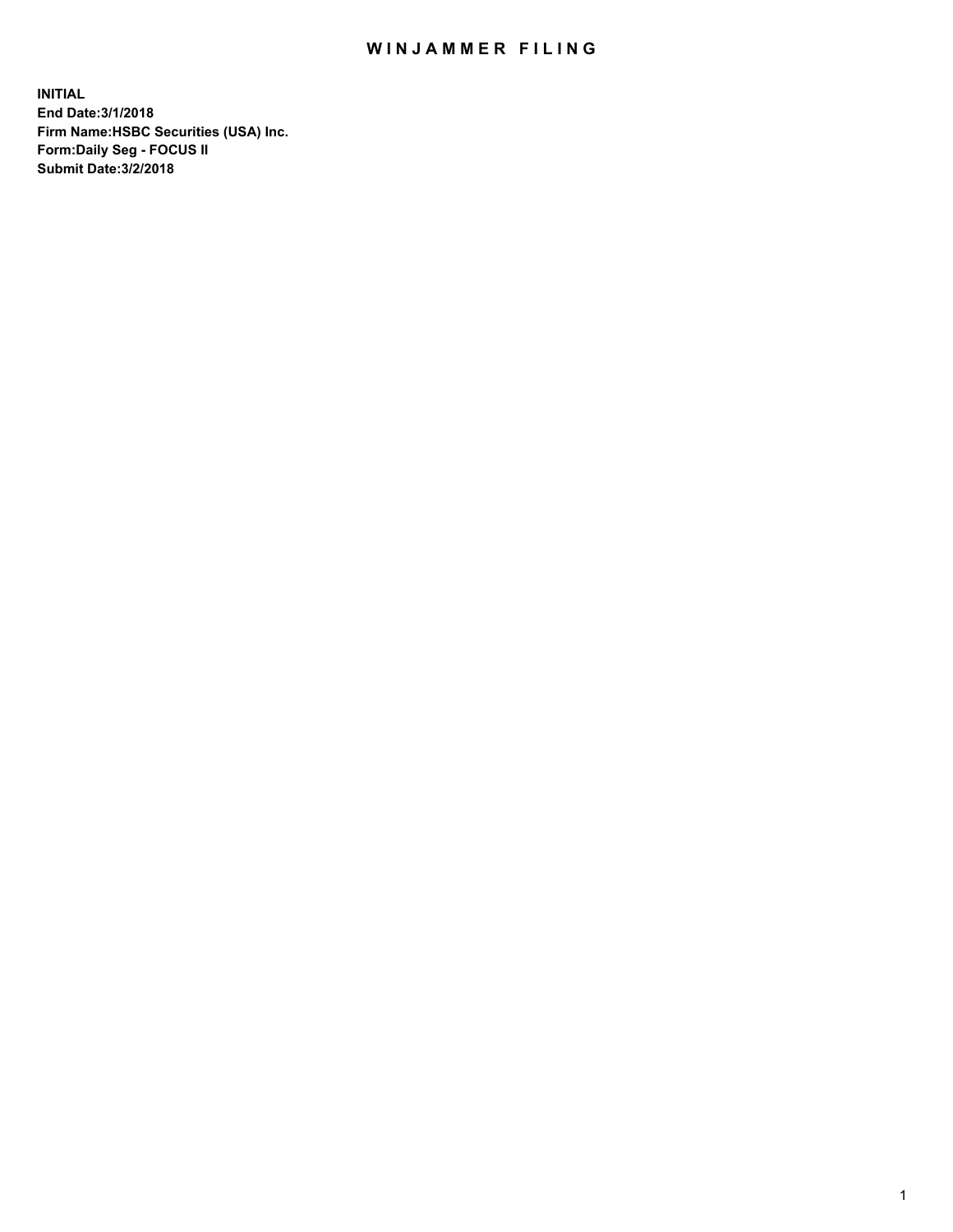# WINJAMMER FILING

**INITIAL**
**End Date:3/1/2018**
**Firm Name:HSBC Securities (USA) Inc.**
**Form:Daily Seg - FOCUS II**
**Submit Date:3/2/2018**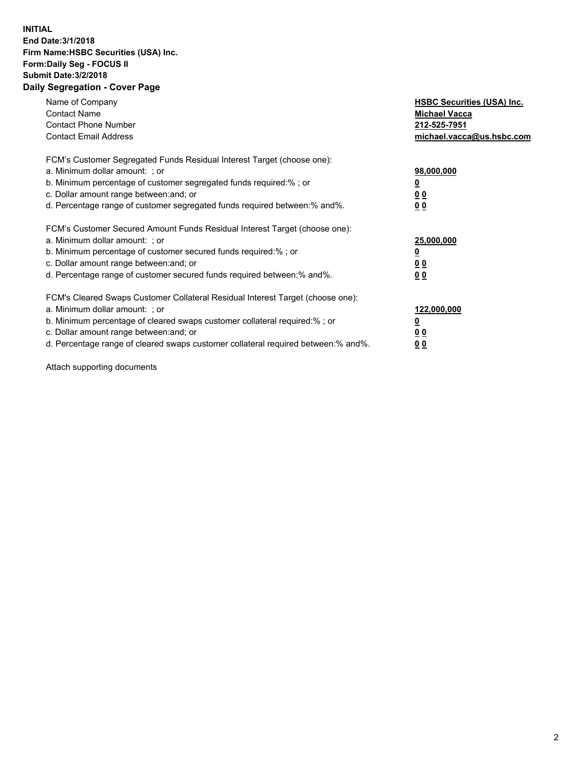**INITIAL**
**End Date:3/1/2018**
**Firm Name:HSBC Securities (USA) Inc.**
**Form:Daily Seg - FOCUS II**
**Submit Date:3/2/2018**
**Daily Segregation - Cover Page**

| | |
|---|---|
| Name of Company | **HSBC Securities (USA) Inc.** |
| Contact Name | **Michael Vacca** |
| Contact Phone Number | **212-525-7951** |
| Contact Email Address | **michael.vacca@us.hsbc.com** |
| FCM's Customer Segregated Funds Residual Interest Target (choose one): | |
| a. Minimum dollar amount: ; or | **98,000,000** |
| b. Minimum percentage of customer segregated funds required:% ; or | **0** |
| c. Dollar amount range between:and; or | **0 0** |
| d. Percentage range of customer segregated funds required between:% and%. | **0 0** |
| FCM's Customer Secured Amount Funds Residual Interest Target (choose one): | |
| a. Minimum dollar amount: ; or | **25,000,000** |
| b. Minimum percentage of customer secured funds required:% ; or | **0** |
| c. Dollar amount range between:and; or | **0 0** |
| d. Percentage range of customer secured funds required between:% and%. | **0 0** |
| FCM's Cleared Swaps Customer Collateral Residual Interest Target (choose one): | |
| a. Minimum dollar amount: ; or | **122,000,000** |
| b. Minimum percentage of cleared swaps customer collateral required:% ; or | **0** |
| c. Dollar amount range between:and; or | **0 0** |
| d. Percentage range of cleared swaps customer collateral required between:% and%. | **0 0** |

Attach supporting documents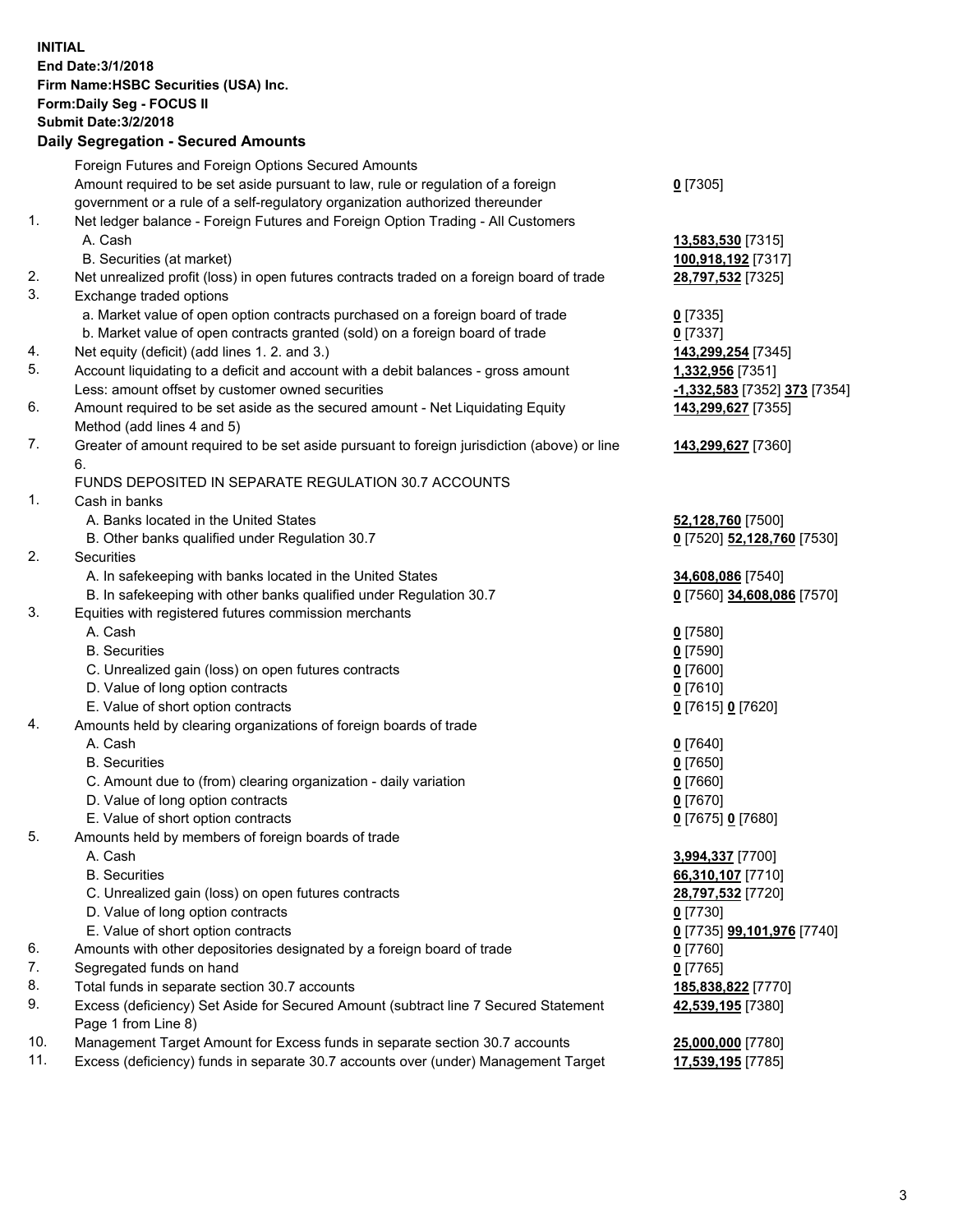**INITIAL**
**End Date:3/1/2018**
**Firm Name:HSBC Securities (USA) Inc.**
**Form:Daily Seg - FOCUS II**
**Submit Date:3/2/2018**
**Daily Segregation - Secured Amounts**

| | | |
|---|---|---|
| | Foreign Futures and Foreign Options Secured Amounts | |
| | Amount required to be set aside pursuant to law, rule or regulation of a foreign government or a rule of a self-regulatory organization authorized thereunder | **0** [7305] |
| 1. | Net ledger balance - Foreign Futures and Foreign Option Trading - All Customers | |
| | A. Cash | **13,583,530** [7315] |
| | B. Securities (at market) | **100,918,192** [7317] |
| 2. | Net unrealized profit (loss) in open futures contracts traded on a foreign board of trade | **28,797,532** [7325] |
| 3. | Exchange traded options | |
| | a. Market value of open option contracts purchased on a foreign board of trade | **0** [7335] |
| | b. Market value of open contracts granted (sold) on a foreign board of trade | **0** [7337] |
| 4. | Net equity (deficit) (add lines 1. 2. and 3.) | **143,299,254** [7345] |
| 5. | Account liquidating to a deficit and account with a debit balances - gross amount | **1,332,956** [7351] |
| | Less: amount offset by customer owned securities | **-1,332,583** [7352] **373** [7354] |
| 6. | Amount required to be set aside as the secured amount - Net Liquidating Equity Method (add lines 4 and 5) | **143,299,627** [7355] |
| 7. | Greater of amount required to be set aside pursuant to foreign jurisdiction (above) or line 6. | **143,299,627** [7360] |
| | FUNDS DEPOSITED IN SEPARATE REGULATION 30.7 ACCOUNTS | |
| 1. | Cash in banks | |
| | A. Banks located in the United States | **52,128,760** [7500] |
| | B. Other banks qualified under Regulation 30.7 | **0** [7520] **52,128,760** [7530] |
| 2. | Securities | |
| | A. In safekeeping with banks located in the United States | **34,608,086** [7540] |
| | B. In safekeeping with other banks qualified under Regulation 30.7 | **0** [7560] **34,608,086** [7570] |
| 3. | Equities with registered futures commission merchants | |
| | A. Cash | **0** [7580] |
| | B. Securities | **0** [7590] |
| | C. Unrealized gain (loss) on open futures contracts | **0** [7600] |
| | D. Value of long option contracts | **0** [7610] |
| | E. Value of short option contracts | **0** [7615] **0** [7620] |
| 4. | Amounts held by clearing organizations of foreign boards of trade | |
| | A. Cash | **0** [7640] |
| | B. Securities | **0** [7650] |
| | C. Amount due to (from) clearing organization - daily variation | **0** [7660] |
| | D. Value of long option contracts | **0** [7670] |
| | E. Value of short option contracts | **0** [7675] **0** [7680] |
| 5. | Amounts held by members of foreign boards of trade | |
| | A. Cash | **3,994,337** [7700] |
| | B. Securities | **66,310,107** [7710] |
| | C. Unrealized gain (loss) on open futures contracts | **28,797,532** [7720] |
| | D. Value of long option contracts | **0** [7730] |
| | E. Value of short option contracts | **0** [7735] **99,101,976** [7740] |
| 6. | Amounts with other depositories designated by a foreign board of trade | **0** [7760] |
| 7. | Segregated funds on hand | **0** [7765] |
| 8. | Total funds in separate section 30.7 accounts | **185,838,822** [7770] |
| 9. | Excess (deficiency) Set Aside for Secured Amount (subtract line 7 Secured Statement Page 1 from Line 8) | **42,539,195** [7380] |
| 10. | Management Target Amount for Excess funds in separate section 30.7 accounts | **25,000,000** [7780] |
| 11. | Excess (deficiency) funds in separate 30.7 accounts over (under) Management Target | **17,539,195** [7785] |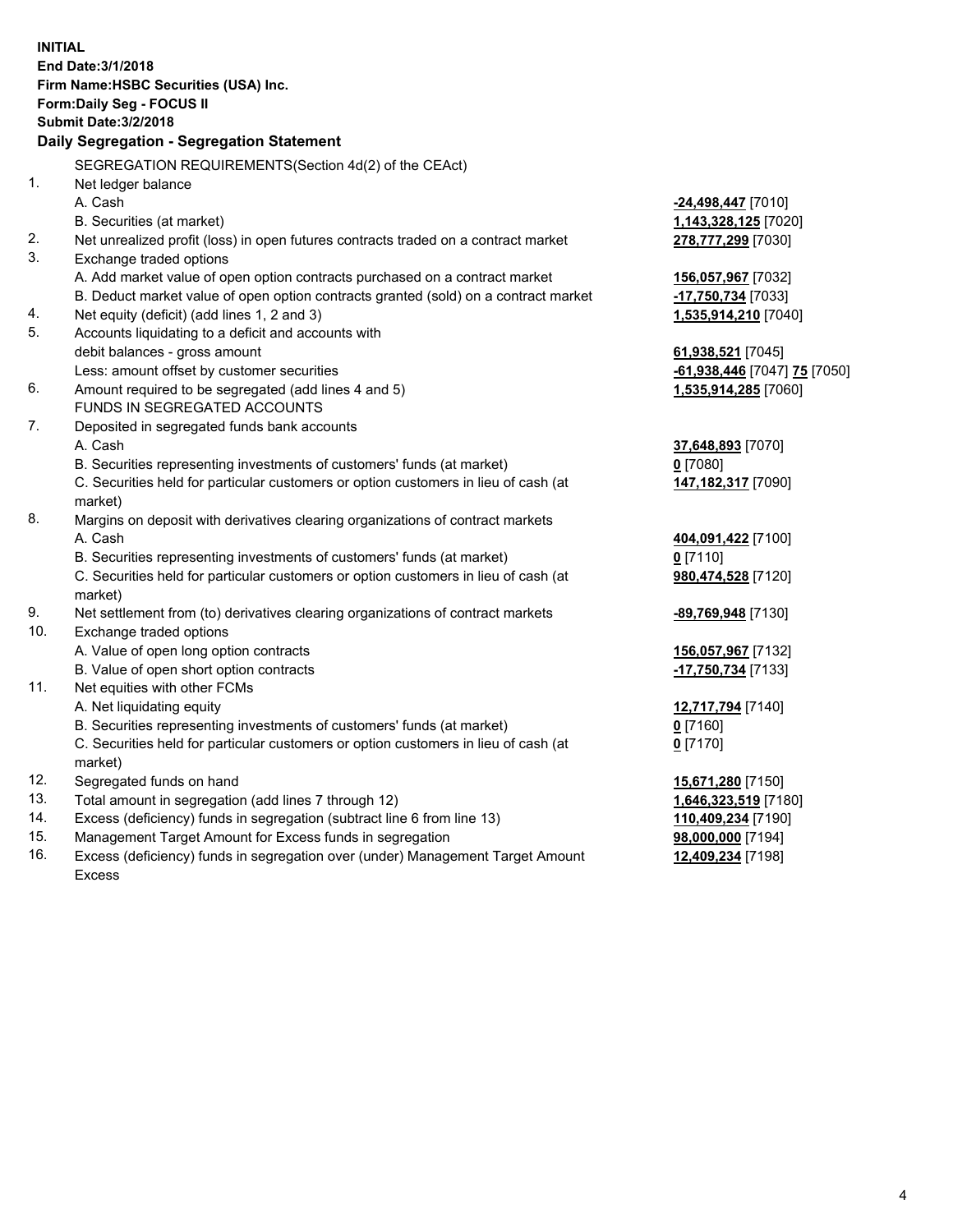**INITIAL**
**End Date:3/1/2018**
**Firm Name:HSBC Securities (USA) Inc.**
**Form:Daily Seg - FOCUS II**
**Submit Date:3/2/2018**

## Daily Segregation - Segregation Statement

| | | |
|---|---|---|
| | SEGREGATION REQUIREMENTS(Section 4d(2) of the CEAct) | |
| 1. | Net ledger balance | |
| | A. Cash | **-24,498,447** [7010] |
| | B. Securities (at market) | **1,143,328,125** [7020] |
| 2. | Net unrealized profit (loss) in open futures contracts traded on a contract market | **278,777,299** [7030] |
| 3. | Exchange traded options | |
| | A. Add market value of open option contracts purchased on a contract market | **156,057,967** [7032] |
| | B. Deduct market value of open option contracts granted (sold) on a contract market | **-17,750,734** [7033] |
| 4. | Net equity (deficit) (add lines 1, 2 and 3) | **1,535,914,210** [7040] |
| 5. | Accounts liquidating to a deficit and accounts with debit balances - gross amount | **61,938,521** [7045] |
| | Less: amount offset by customer securities | **-61,938,446** [7047] **75** [7050] |
| 6. | Amount required to be segregated (add lines 4 and 5) | **1,535,914,285** [7060] |
| | FUNDS IN SEGREGATED ACCOUNTS | |
| 7. | Deposited in segregated funds bank accounts | |
| | A. Cash | **37,648,893** [7070] |
| | B. Securities representing investments of customers' funds (at market) | **0** [7080] |
| | C. Securities held for particular customers or option customers in lieu of cash (at market) | **147,182,317** [7090] |
| 8. | Margins on deposit with derivatives clearing organizations of contract markets | |
| | A. Cash | **404,091,422** [7100] |
| | B. Securities representing investments of customers' funds (at market) | **0** [7110] |
| | C. Securities held for particular customers or option customers in lieu of cash (at market) | **980,474,528** [7120] |
| 9. | Net settlement from (to) derivatives clearing organizations of contract markets | **-89,769,948** [7130] |
| 10. | Exchange traded options | |
| | A. Value of open long option contracts | **156,057,967** [7132] |
| | B. Value of open short option contracts | **-17,750,734** [7133] |
| 11. | Net equities with other FCMs | |
| | A. Net liquidating equity | **12,717,794** [7140] |
| | B. Securities representing investments of customers' funds (at market) | **0** [7160] |
| | C. Securities held for particular customers or option customers in lieu of cash (at market) | **0** [7170] |
| 12. | Segregated funds on hand | **15,671,280** [7150] |
| 13. | Total amount in segregation (add lines 7 through 12) | **1,646,323,519** [7180] |
| 14. | Excess (deficiency) funds in segregation (subtract line 6 from line 13) | **110,409,234** [7190] |
| 15. | Management Target Amount for Excess funds in segregation | **98,000,000** [7194] |
| 16. | Excess (deficiency) funds in segregation over (under) Management Target Amount Excess | **12,409,234** [7198] |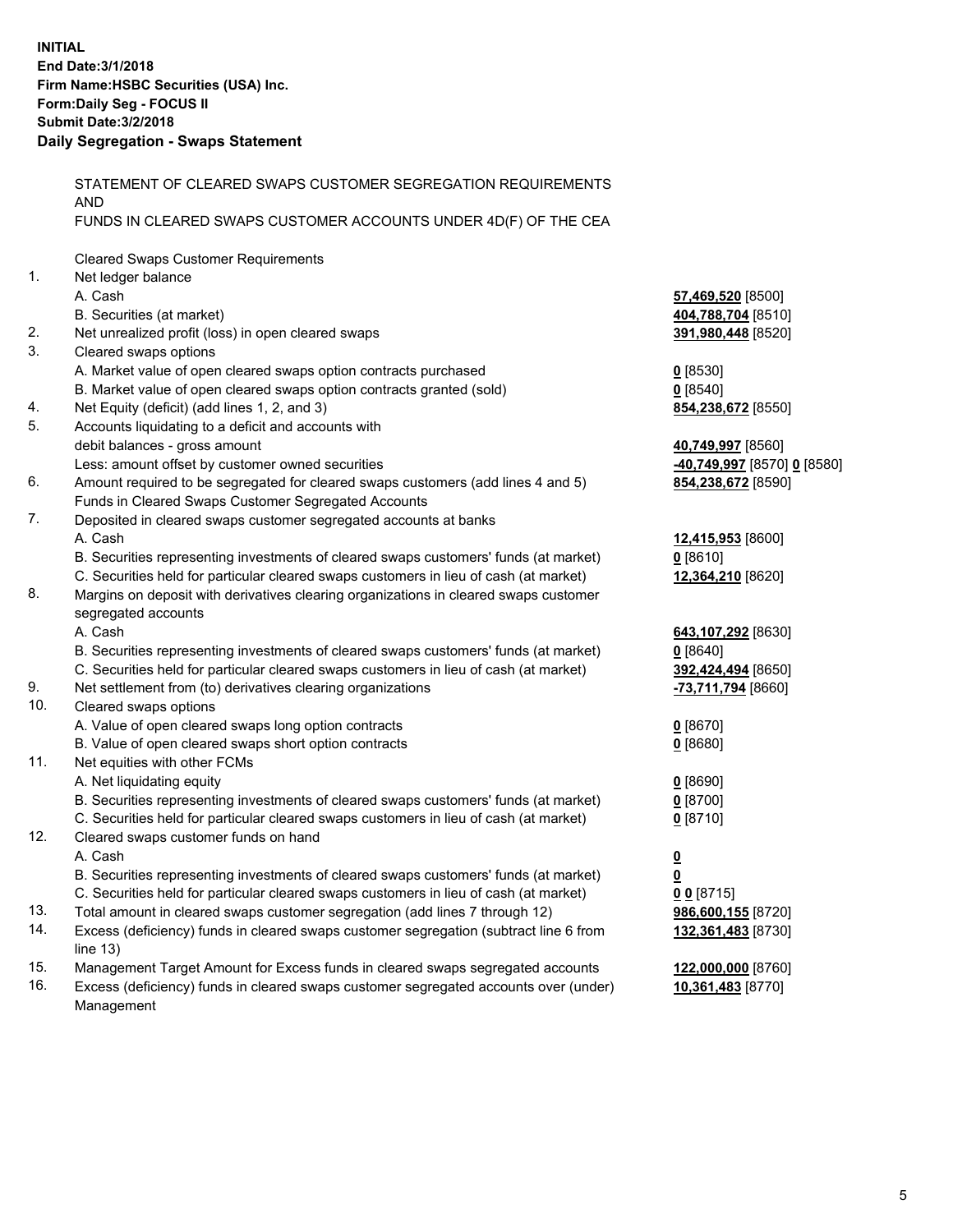**INITIAL**
**End Date:3/1/2018**
**Firm Name:HSBC Securities (USA) Inc.**
**Form:Daily Seg - FOCUS II**
**Submit Date:3/2/2018**
**Daily Segregation - Swaps Statement**

STATEMENT OF CLEARED SWAPS CUSTOMER SEGREGATION REQUIREMENTS
AND
FUNDS IN CLEARED SWAPS CUSTOMER ACCOUNTS UNDER 4D(F) OF THE CEA

| | | |
|---|---|---|
| | Cleared Swaps Customer Requirements | |
| 1. | Net ledger balance | |
| | A. Cash | **57,469,520** [8500] |
| | B. Securities (at market) | **404,788,704** [8510] |
| 2. | Net unrealized profit (loss) in open cleared swaps | **391,980,448** [8520] |
| 3. | Cleared swaps options | |
| | A. Market value of open cleared swaps option contracts purchased | **0** [8530] |
| | B. Market value of open cleared swaps option contracts granted (sold) | **0** [8540] |
| 4. | Net Equity (deficit) (add lines 1, 2, and 3) | **854,238,672** [8550] |
| 5. | Accounts liquidating to a deficit and accounts with debit balances - gross amount | **40,749,997** [8560] |
| | Less: amount offset by customer owned securities | **-40,749,997** [8570] **0** [8580] |
| 6. | Amount required to be segregated for cleared swaps customers (add lines 4 and 5) | **854,238,672** [8590] |
| | Funds in Cleared Swaps Customer Segregated Accounts | |
| 7. | Deposited in cleared swaps customer segregated accounts at banks | |
| | A. Cash | **12,415,953** [8600] |
| | B. Securities representing investments of cleared swaps customers' funds (at market) | **0** [8610] |
| | C. Securities held for particular cleared swaps customers in lieu of cash (at market) | **12,364,210** [8620] |
| 8. | Margins on deposit with derivatives clearing organizations in cleared swaps customer segregated accounts | |
| | A. Cash | **643,107,292** [8630] |
| | B. Securities representing investments of cleared swaps customers' funds (at market) | **0** [8640] |
| | C. Securities held for particular cleared swaps customers in lieu of cash (at market) | **392,424,494** [8650] |
| 9. | Net settlement from (to) derivatives clearing organizations | **-73,711,794** [8660] |
| 10. | Cleared swaps options | |
| | A. Value of open cleared swaps long option contracts | **0** [8670] |
| | B. Value of open cleared swaps short option contracts | **0** [8680] |
| 11. | Net equities with other FCMs | |
| | A. Net liquidating equity | **0** [8690] |
| | B. Securities representing investments of cleared swaps customers' funds (at market) | **0** [8700] |
| | C. Securities held for particular cleared swaps customers in lieu of cash (at market) | **0** [8710] |
| 12. | Cleared swaps customer funds on hand | |
| | A. Cash | **0** |
| | B. Securities representing investments of cleared swaps customers' funds (at market) | **0** |
| | C. Securities held for particular cleared swaps customers in lieu of cash (at market) | **0** **0** [8715] |
| 13. | Total amount in cleared swaps customer segregation (add lines 7 through 12) | **986,600,155** [8720] |
| 14. | Excess (deficiency) funds in cleared swaps customer segregation (subtract line 6 from line 13) | **132,361,483** [8730] |
| 15. | Management Target Amount for Excess funds in cleared swaps segregated accounts | **122,000,000** [8760] |
| 16. | Excess (deficiency) funds in cleared swaps customer segregated accounts over (under) Management | **10,361,483** [8770] |